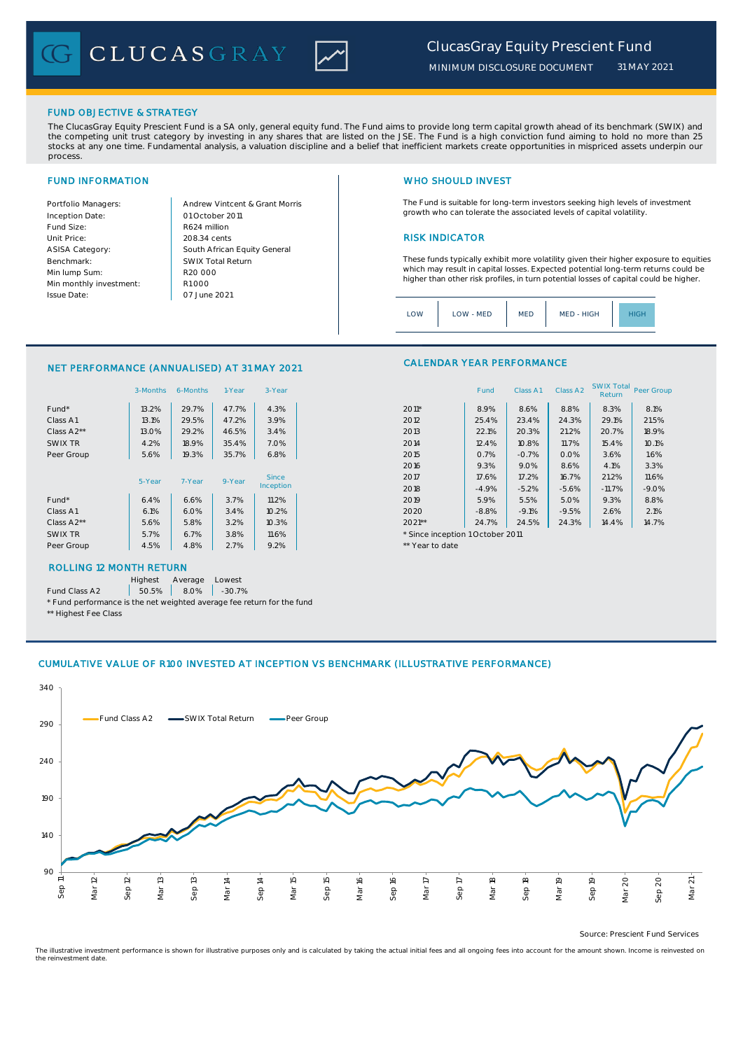# ClucasGray Equity Prescient Fund

MINIMUM DISCLOSURE DOCUMENT 31 MAY 2021

## FUND OBJECTIVE & STRATEGY

The ClucasGray Equity Prescient Fund is a SA only, general equity fund. The Fund aims to provide long term capital growth ahead of its benchmark (SWIX) and the competing unit trust category by investing in any shares that are listed on the JSE. The Fund is a high conviction fund aiming to hold no more than 25 stocks at any one time. Fundamental analysis, a valuation discipline and a belief that inefficient markets create opportunities in mispriced assets underpin our process.

## FUND INFORMATION

| | |
|---|---|
| Portfolio Managers: | Andrew Vintcent & Grant Morris |
| Inception Date: | 01 October 2011 |
| Fund Size: | R624 million |
| Unit Price: | 208.34 cents |
| ASISA Category: | South African Equity General |
| Benchmark: | SWIX Total Return |
| Min lump Sum: | R20 000 |
| Min monthly investment: | R1 000 |
| Issue Date: | 07 June 2021 |

## WHO SHOULD INVEST

The Fund is suitable for long-term investors seeking high levels of investment growth who can tolerate the associated levels of capital volatility.

## RISK INDICATOR

These funds typically exhibit more volatility given their higher exposure to equities which may result in capital losses. Expected potential long-term returns could be higher than other risk profiles, in turn potential losses of capital could be higher.

| LOW | LOW - MED | MED | MED - HIGH | HIGH |
|---|---|---|---|---|

## NET PERFORMANCE (ANNUALISED) AT 31 MAY 2021

| | 3-Months | 6-Months | 1-Year | 3-Year |
|---|---|---|---|---|
| Fund* | 13.2% | 29.7% | 47.7% | 4.3% |
| Class A1 | 13.1% | 29.5% | 47.2% | 3.9% |
| Class A2** | 13.0% | 29.2% | 46.5% | 3.4% |
| SWIX TR | 4.2% | 18.9% | 35.4% | 7.0% |
| Peer Group | 5.6% | 19.3% | 35.7% | 6.8% |

| | 5-Year | 7-Year | 9-Year | Since Inception |
|---|---|---|---|---|
| Fund* | 6.4% | 6.6% | 3.7% | 11.2% |
| Class A1 | 6.1% | 6.0% | 3.4% | 10.2% |
| Class A2** | 5.6% | 5.8% | 3.2% | 10.3% |
| SWIX TR | 5.7% | 6.7% | 3.8% | 11.6% |
| Peer Group | 4.5% | 4.8% | 2.7% | 9.2% |

## ROLLING 12 MONTH RETURN

| | Highest | Average | Lowest |
|---|---|---|---|
| Fund Class A2 | 50.5% | 8.0% | -30.7% |

\* Fund performance is the net weighted average fee return for the fund

** Highest Fee Class

## CALENDAR YEAR PERFORMANCE

| | Fund | Class A1 | Class A2 | SWIX Total Return | Peer Group |
|---|---|---|---|---|---|
| 2011* | 8.9% | 8.6% | 8.8% | 8.3% | 8.1% |
| 2012 | 25.4% | 23.4% | 24.3% | 29.1% | 21.5% |
| 2013 | 22.1% | 20.3% | 21.2% | 20.7% | 18.9% |
| 2014 | 12.4% | 10.8% | 11.7% | 15.4% | 10.1% |
| 2015 | 0.7% | -0.7% | 0.0% | 3.6% | 1.6% |
| 2016 | 9.3% | 9.0% | 8.6% | 4.1% | 3.3% |
| 2017 | 17.6% | 17.2% | 16.7% | 21.2% | 11.6% |
| 2018 | -4.9% | -5.2% | -5.6% | -11.7% | -9.0% |
| 2019 | 5.9% | 5.5% | 5.0% | 9.3% | 8.8% |
| 2020 | -8.8% | -9.1% | -9.5% | 2.6% | 2.1% |
| 2021** | 24.7% | 24.5% | 24.3% | 14.4% | 14.7% |

\* Since inception 1 October 2011

** Year to date

## CUMULATIVE VALUE OF R100 INVESTED AT INCEPTION VS BENCHMARK (ILLUSTRATIVE PERFORMANCE)

Source: Prescient Fund Services

The illustrative investment performance is shown for illustrative purposes only and is calculated by taking the actual initial fees and all ongoing fees into account for the amount shown. Income is reinvested on the reinvestment date.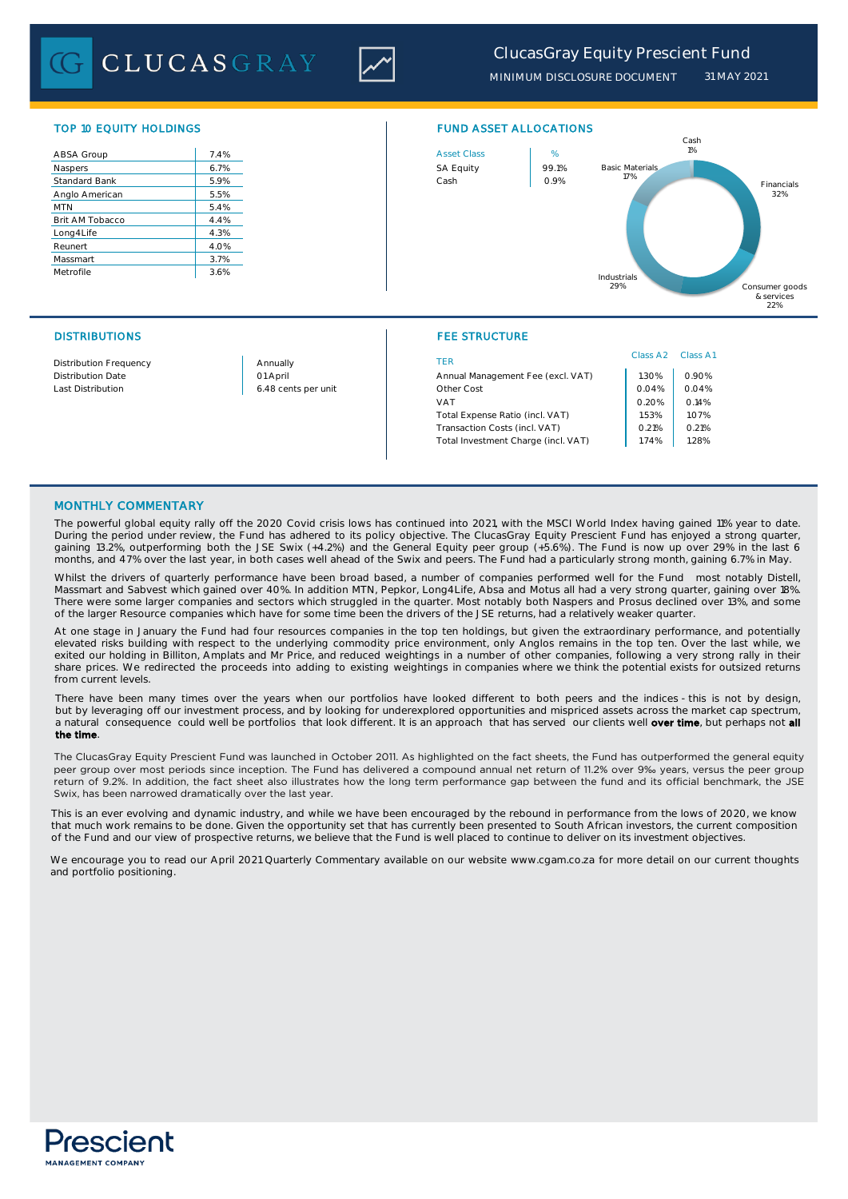# ClucasGray Equity Prescient Fund

MINIMUM DISCLOSURE DOCUMENT 31 MAY 2021

## TOP 10 EQUITY HOLDINGS

| Holding | % |
|---|---|
| ABSA Group | 7.4% |
| Naspers | 6.7% |
| Standard Bank | 5.9% |
| Anglo American | 5.5% |
| MTN | 5.4% |
| Brit AM Tobacco | 4.4% |
| Long4Life | 4.3% |
| Reunert | 4.0% |
| Massmart | 3.7% |
| Metrofile | 3.6% |

## FUND ASSET ALLOCATIONS

| Asset Class | % |
|---|---|
| SA Equity | 99.1% |
| Cash | 0.9% |

Cash 1%; Basic Materials 17%; Financials 32%; Industrials 29%; Consumer goods & services 22%

## DISTRIBUTIONS

| | |
|---|---|
| Distribution Frequency | Annually |
| Distribution Date | 01 April |
| Last Distribution | 6.48 cents per unit |

## FEE STRUCTURE

| TER | Class A2 | Class A1 |
|---|---|---|
| Annual Management Fee (excl. VAT) | 1.30% | 0.90% |
| Other Cost | 0.04% | 0.04% |
| VAT | 0.20% | 0.14% |
| Total Expense Ratio (incl. VAT) | 1.53% | 1.07% |
| Transaction Costs (incl. VAT) | 0.21% | 0.21% |
| Total Investment Charge (incl. VAT) | 1.74% | 1.28% |

## MONTHLY COMMENTARY

The powerful global equity rally off the 2020 Covid crisis lows has continued into 2021, with the MSCI World Index having gained 11% year to date. During the period under review, the Fund has adhered to its policy objective. The ClucasGray Equity Prescient Fund has enjoyed a strong quarter, gaining 13.2%, outperforming both the JSE Swix (+4.2%) and the General Equity peer group (+5.6%). The Fund is now up over 29% in the last 6 months, and 47% over the last year, in both cases well ahead of the Swix and peers. The Fund had a particularly strong month, gaining 6.7% in May.

Whilst the drivers of quarterly performance have been broad based, a number of companies performed well for the Fund most notably Distell, Massmart and Sabvest which gained over 40%. In addition MTN, Pepkor, Long4Life, Absa and Motus all had a very strong quarter, gaining over 18%. There were some larger companies and sectors which struggled in the quarter. Most notably both Naspers and Prosus declined over 13%, and some of the larger Resource companies which have for some time been the drivers of the JSE returns, had a relatively weaker quarter.

At one stage in January the Fund had four resources companies in the top ten holdings, but given the extraordinary performance, and potentially elevated risks building with respect to the underlying commodity price environment, only Anglos remains in the top ten. Over the last while, we exited our holding in Billiton, Amplats and Mr Price, and reduced weightings in a number of other companies, following a very strong rally in their share prices. We redirected the proceeds into adding to existing weightings in companies where we think the potential exists for outsized returns from current levels.

There have been many times over the years when our portfolios have looked different to both peers and the indices - this is not by design, but by leveraging off our investment process, and by looking for underexplored opportunities and mispriced assets across the market cap spectrum, a natural consequence could well be portfolios that look different. It is an approach that has served our clients well **over time**, but perhaps not **all the time**.

The ClucasGray Equity Prescient Fund was launched in October 2011. As highlighted on the fact sheets, the Fund has outperformed the general equity peer group over most periods since inception. The Fund has delivered a compound annual net return of 11.2% over 9½ years, versus the peer group return of 9.2%. In addition, the fact sheet also illustrates how the long term performance gap between the fund and its official benchmark, the JSE Swix, has been narrowed dramatically over the last year.

This is an ever evolving and dynamic industry, and while we have been encouraged by the rebound in performance from the lows of 2020, we know that much work remains to be done. Given the opportunity set that has currently been presented to South African investors, the current composition of the Fund and our view of prospective returns, we believe that the Fund is well placed to continue to deliver on its investment objectives.

We encourage you to read our April 2021 Quarterly Commentary available on our website www.cgam.co.za for more detail on our current thoughts and portfolio positioning.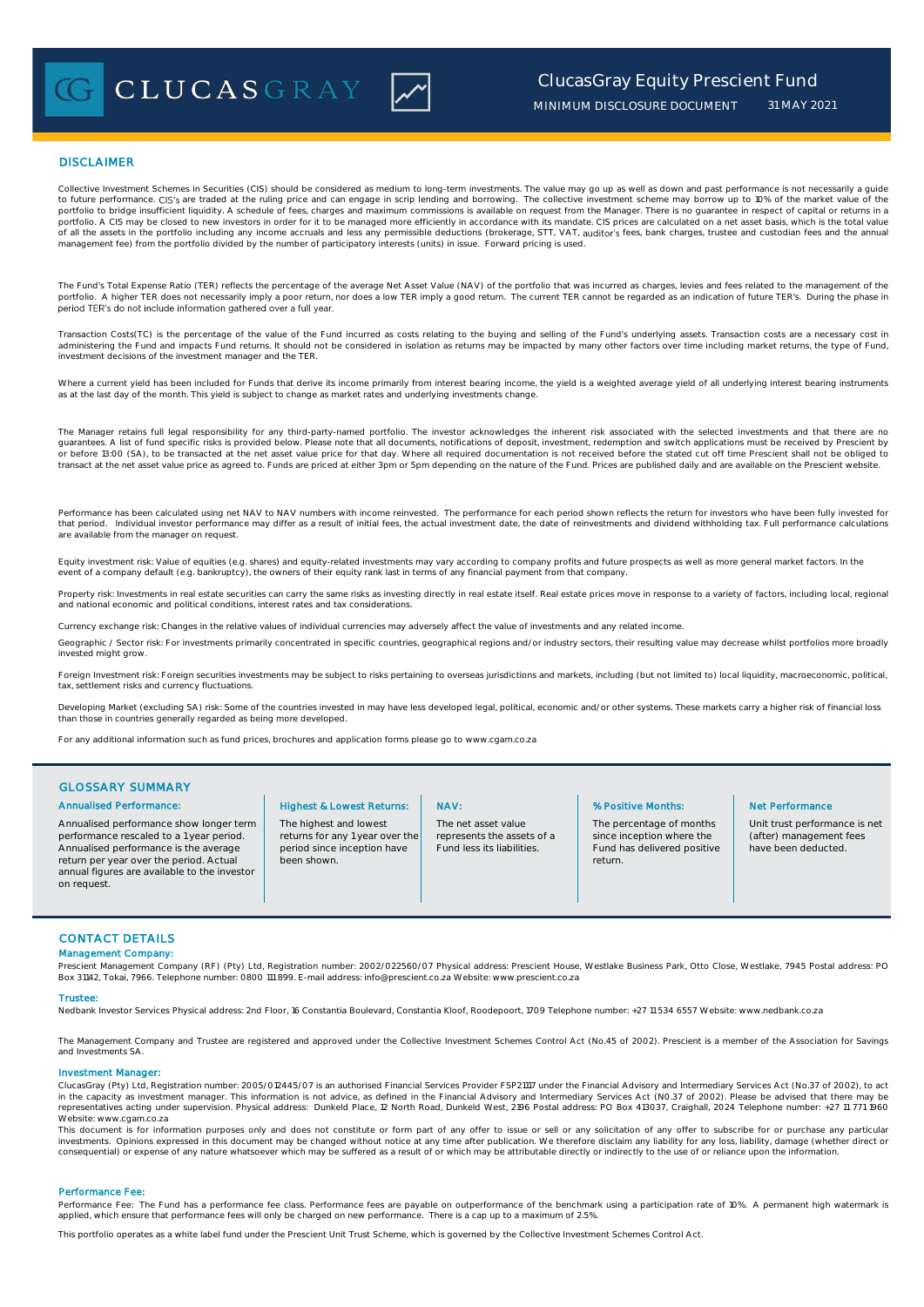# CLUCASGRAY

## ClucasGray Equity Prescient Fund

MINIMUM DISCLOSURE DOCUMENT 31 MAY 2021

## DISCLAIMER

Collective Investment Schemes in Securities (CIS) should be considered as medium to long-term investments. The value may go up as well as down and past performance is not necessarily a guide to future performance. CIS's are traded at the ruling price and can engage in scrip lending and borrowing. The collective investment scheme may borrow up to 10% of the market value of the portfolio to bridge insufficient liquidity. A schedule of fees, charges and maximum commissions is available on request from the Manager. There is no guarantee in respect of capital or returns in a portfolio. A CIS may be closed to new investors in order for it to be managed more efficiently in accordance with its mandate. CIS prices are calculated on a net asset basis, which is the total value of all the assets in the portfolio including any income accruals and less any permissible deductions (brokerage, STT, VAT, auditor's fees, bank charges, trustee and custodian fees and the annual management fee) from the portfolio divided by the number of participatory interests (units) in issue. Forward pricing is used.

The Fund's Total Expense Ratio (TER) reflects the percentage of the average Net Asset Value (NAV) of the portfolio that was incurred as charges, levies and fees related to the management of the portfolio. A higher TER does not necessarily imply a poor return, nor does a low TER imply a good return. The current TER cannot be regarded as an indication of future TER's. During the phase in period TER's do not include information gathered over a full year.

Transaction Costs(TC) is the percentage of the value of the Fund incurred as costs relating to the buying and selling of the Fund's underlying assets. Transaction costs are a necessary cost in administering the Fund and impacts Fund returns. It should not be considered in isolation as returns may be impacted by many other factors over time including market returns, the type of Fund, investment decisions of the investment manager and the TER.

Where a current yield has been included for Funds that derive its income primarily from interest bearing income, the yield is a weighted average yield of all underlying interest bearing instruments as at the last day of the month. This yield is subject to change as market rates and underlying investments change.

The Manager retains full legal responsibility for any third-party-named portfolio. The investor acknowledges the inherent risk associated with the selected investments and that there are no guarantees. A list of fund specific risks is provided below. Please note that all documents, notifications of deposit, investment, redemption and switch applications must be received by Prescient by or before 13:00 (SA), to be transacted at the net asset value price for that day. Where all required documentation is not received before the stated cut off time Prescient shall not be obliged to transact at the net asset value price as agreed to. Funds are priced at either 3pm or 5pm depending on the nature of the Fund. Prices are published daily and are available on the Prescient website.

Performance has been calculated using net NAV to NAV numbers with income reinvested. The performance for each period shown reflects the return for investors who have been fully invested for that period. Individual investor performance may differ as a result of initial fees, the actual investment date, the date of reinvestments and dividend withholding tax. Full performance calculations are available from the manager on request.

Equity investment risk: Value of equities (e.g. shares) and equity-related investments may vary according to company profits and future prospects as well as more general market factors. In the event of a company default (e.g. bankruptcy), the owners of their equity rank last in terms of any financial payment from that company.

Property risk: Investments in real estate securities can carry the same risks as investing directly in real estate itself. Real estate prices move in response to a variety of factors, including local, regional and national economic and political conditions, interest rates and tax considerations.

Currency exchange risk: Changes in the relative values of individual currencies may adversely affect the value of investments and any related income.

Geographic / Sector risk: For investments primarily concentrated in specific countries, geographical regions and/or industry sectors, their resulting value may decrease whilst portfolios more broadly invested might grow.

Foreign Investment risk: Foreign securities investments may be subject to risks pertaining to overseas jurisdictions and markets, including (but not limited to) local liquidity, macroeconomic, political, tax, settlement risks and currency fluctuations.

Developing Market (excluding SA) risk: Some of the countries invested in may have less developed legal, political, economic and/or other systems. These markets carry a higher risk of financial loss than those in countries generally regarded as being more developed.

For any additional information such as fund prices, brochures and application forms please go to www.cgam.co.za

## GLOSSARY SUMMARY

**Annualised Performance:** Annualised performance show longer term performance rescaled to a 1 year period. Annualised performance is the average return per year over the period. Actual annual figures are available to the investor on request.

**Highest & Lowest Returns:** The highest and lowest returns for any 1 year over the period since inception have been shown.

**NAV:** The net asset value represents the assets of a Fund less its liabilities.

**% Positive Months:** The percentage of months since inception where the Fund has delivered positive return.

**Net Performance:** Unit trust performance is net (after) management fees have been deducted.

## CONTACT DETAILS

### Management Company:

Prescient Management Company (RF) (Pty) Ltd, Registration number: 2002/022560/07 Physical address: Prescient House, Westlake Business Park, Otto Close, Westlake, 7945 Postal address: PO Box 31142, Tokai, 7966. Telephone number: 0800 111 899. E-mail address: info@prescient.co.za Website: www.prescient.co.za

### Trustee:

Nedbank Investor Services Physical address: 2nd Floor, 16 Constantia Boulevard, Constantia Kloof, Roodepoort, 1709 Telephone number: +27 11 534 6557 Website: www.nedbank.co.za

The Management Company and Trustee are registered and approved under the Collective Investment Schemes Control Act (No.45 of 2002). Prescient is a member of the Association for Savings and Investments SA.

### Investment Manager:

ClucasGray (Pty) Ltd, Registration number: 2005/012445/07 is an authorised Financial Services Provider FSP21117 under the Financial Advisory and Intermediary Services Act (No.37 of 2002), to act in the capacity as investment manager. This information is not advice, as defined in the Financial Advisory and Intermediary Services Act (N0.37 of 2002). Please be advised that there may be representatives acting under supervision. Physical address: Dunkeld Place, 12 North Road, Dunkeld West, 2196 Postal address: PO Box 413037, Craighall, 2024 Telephone number: +27 11 771 1960 Website: www.cgam.co.za

This document is for information purposes only and does not constitute or form part of any offer to issue or sell or any solicitation of any offer to subscribe for or purchase any particular investments. Opinions expressed in this document may be changed without notice at any time after publication. We therefore disclaim any liability for any loss, liability, damage (whether direct or consequential) or expense of any nature whatsoever which may be suffered as a result of or which may be attributable directly or indirectly to the use of or reliance upon the information.

### Performance Fee:

Performance Fee: The Fund has a performance fee class. Performance fees are payable on outperformance of the benchmark using a participation rate of 10%. A permanent high watermark is applied, which ensure that performance fees will only be charged on new performance. There is a cap up to a maximum of 2.5%.

This portfolio operates as a white label fund under the Prescient Unit Trust Scheme, which is governed by the Collective Investment Schemes Control Act.